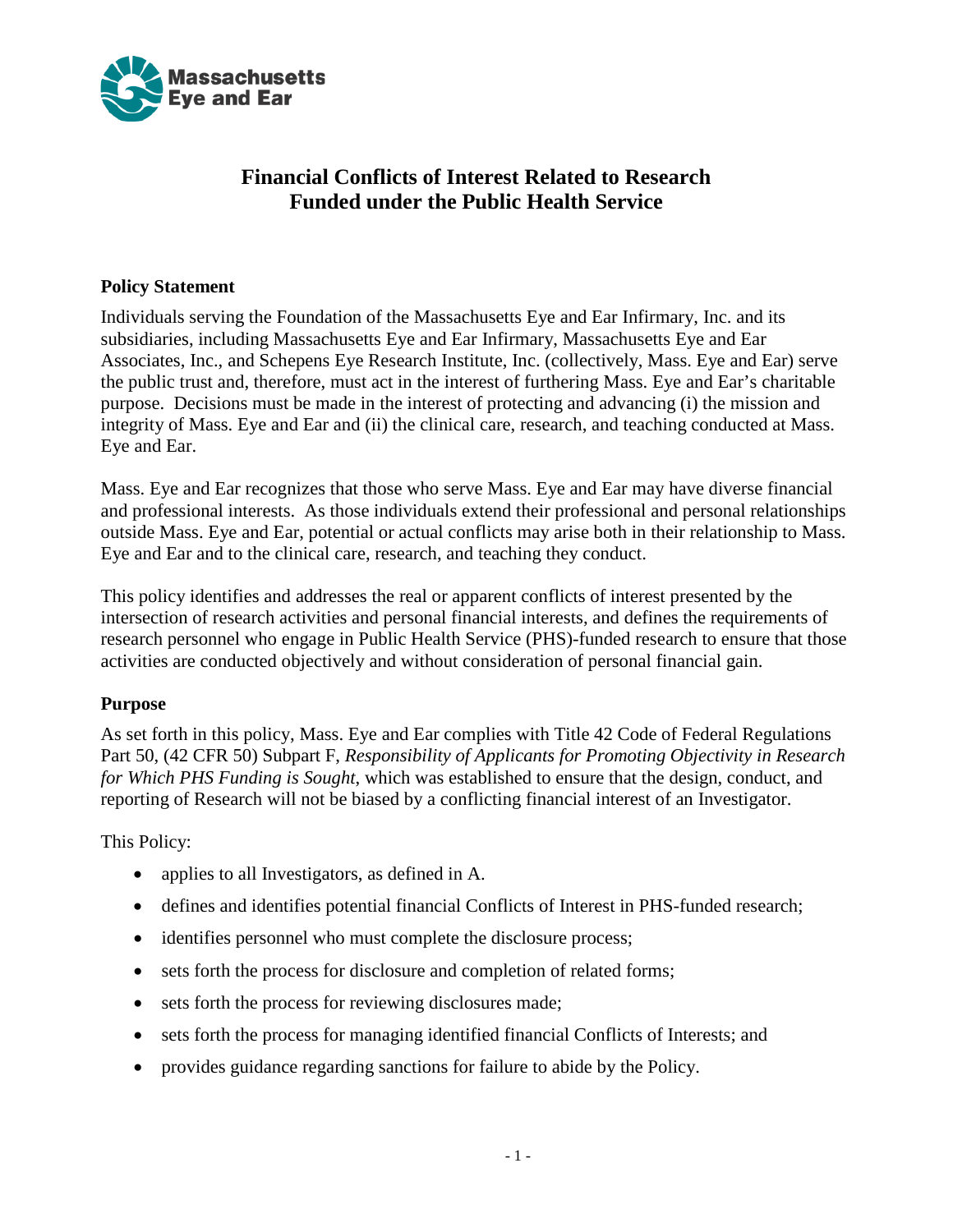# Financial Conflicts of Interest Related to Research Funded under the Public Health Service

## Policy Statement

Individuals serving the Foundation of the Massachusetts Eye and Ear Infirmary, Inc. and its subsidiaries, including Massachusetts Eye and Ear Infirmary, Massachusetts Eye and Ear Associates, Inc., and Schepens Eye Research Institute, Inc. (collectively, Mass. Eye and Ear) serve the public trust and, therefore, must act in the interest of furthering Mass. Eye and Ear's charitable purpose. Decisions must be made in the interest of protecting and advancing (i) the mission and integrity of Mass. Eye and Ear and (ii) the clinical care, research, and teaching conducted at Mass. Eye and Ear.

Mass. Eye and Ear recognizes that those who serve Mass. Eye and Ear may have diverse financial and professional interests. As those individuals extend their professional and personal relationships outside Mass. Eye and Ear, potential or actual conflicts may arise both in their relationship to Mass. Eye and Ear and to the clinical care, research, and teaching they conduct.

This policy identifies and addresses the real or apparent conflicts of interest presented by the intersection of research activities and personal financial interests, and defines the requirements of research personnel who engage in Public Health Service (PHS)-funded research to ensure that those activities are conducted objectively and without consideration of personal financial gain.

## Purpose

As set forth in this policy, Mass. Eye and Ear complies with Title 42 Code of Federal Regulations Part 50, (42 CFR 50) Subpart F, *Responsibility of Applicants for Promoting Objectivity in Research for Which PHS Funding is Sought*, which was established to ensure that the design, conduct, and reporting of Research will not be biased by a conflicting financial interest of an Investigator.

This Policy:

- applies to all Investigators, as defined in A.
- defines and identifies potential financial Conflicts of Interest in PHS-funded research;
- identifies personnel who must complete the disclosure process;
- sets forth the process for disclosure and completion of related forms;
- sets forth the process for reviewing disclosures made;
- sets forth the process for managing identified financial Conflicts of Interests; and
- provides guidance regarding sanctions for failure to abide by the Policy.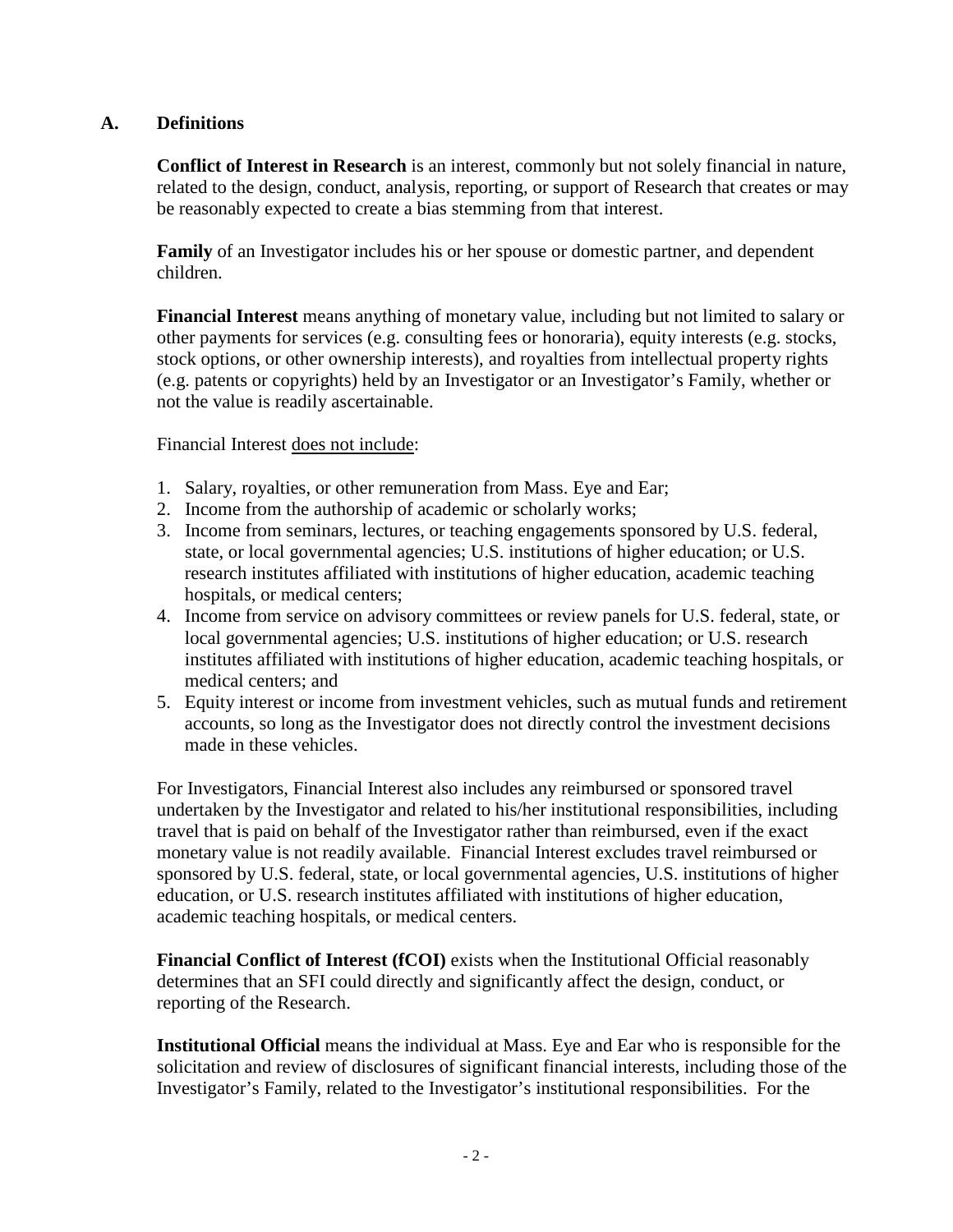## A. Definitions

**Conflict of Interest in Research** is an interest, commonly but not solely financial in nature, related to the design, conduct, analysis, reporting, or support of Research that creates or may be reasonably expected to create a bias stemming from that interest.

**Family** of an Investigator includes his or her spouse or domestic partner, and dependent children.

**Financial Interest** means anything of monetary value, including but not limited to salary or other payments for services (e.g. consulting fees or honoraria), equity interests (e.g. stocks, stock options, or other ownership interests), and royalties from intellectual property rights (e.g. patents or copyrights) held by an Investigator or an Investigator's Family, whether or not the value is readily ascertainable.

Financial Interest does not include:

1. Salary, royalties, or other remuneration from Mass. Eye and Ear;
2. Income from the authorship of academic or scholarly works;
3. Income from seminars, lectures, or teaching engagements sponsored by U.S. federal, state, or local governmental agencies; U.S. institutions of higher education; or U.S. research institutes affiliated with institutions of higher education, academic teaching hospitals, or medical centers;
4. Income from service on advisory committees or review panels for U.S. federal, state, or local governmental agencies; U.S. institutions of higher education; or U.S. research institutes affiliated with institutions of higher education, academic teaching hospitals, or medical centers; and
5. Equity interest or income from investment vehicles, such as mutual funds and retirement accounts, so long as the Investigator does not directly control the investment decisions made in these vehicles.

For Investigators, Financial Interest also includes any reimbursed or sponsored travel undertaken by the Investigator and related to his/her institutional responsibilities, including travel that is paid on behalf of the Investigator rather than reimbursed, even if the exact monetary value is not readily available. Financial Interest excludes travel reimbursed or sponsored by U.S. federal, state, or local governmental agencies, U.S. institutions of higher education, or U.S. research institutes affiliated with institutions of higher education, academic teaching hospitals, or medical centers.

**Financial Conflict of Interest (fCOI)** exists when the Institutional Official reasonably determines that an SFI could directly and significantly affect the design, conduct, or reporting of the Research.

**Institutional Official** means the individual at Mass. Eye and Ear who is responsible for the solicitation and review of disclosures of significant financial interests, including those of the Investigator's Family, related to the Investigator's institutional responsibilities. For the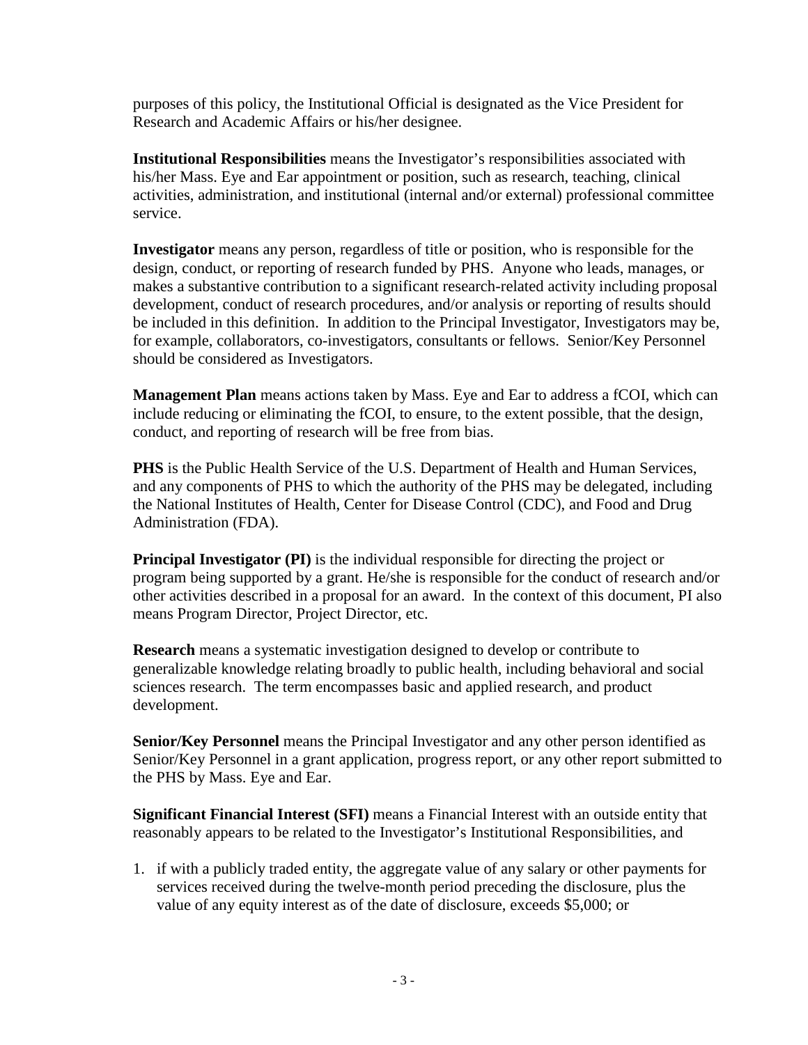purposes of this policy, the Institutional Official is designated as the Vice President for Research and Academic Affairs or his/her designee.

**Institutional Responsibilities** means the Investigator's responsibilities associated with his/her Mass. Eye and Ear appointment or position, such as research, teaching, clinical activities, administration, and institutional (internal and/or external) professional committee service.

**Investigator** means any person, regardless of title or position, who is responsible for the design, conduct, or reporting of research funded by PHS. Anyone who leads, manages, or makes a substantive contribution to a significant research-related activity including proposal development, conduct of research procedures, and/or analysis or reporting of results should be included in this definition. In addition to the Principal Investigator, Investigators may be, for example, collaborators, co-investigators, consultants or fellows. Senior/Key Personnel should be considered as Investigators.

**Management Plan** means actions taken by Mass. Eye and Ear to address a fCOI, which can include reducing or eliminating the fCOI, to ensure, to the extent possible, that the design, conduct, and reporting of research will be free from bias.

**PHS** is the Public Health Service of the U.S. Department of Health and Human Services, and any components of PHS to which the authority of the PHS may be delegated, including the National Institutes of Health, Center for Disease Control (CDC), and Food and Drug Administration (FDA).

**Principal Investigator (PI)** is the individual responsible for directing the project or program being supported by a grant. He/she is responsible for the conduct of research and/or other activities described in a proposal for an award. In the context of this document, PI also means Program Director, Project Director, etc.

**Research** means a systematic investigation designed to develop or contribute to generalizable knowledge relating broadly to public health, including behavioral and social sciences research. The term encompasses basic and applied research, and product development.

**Senior/Key Personnel** means the Principal Investigator and any other person identified as Senior/Key Personnel in a grant application, progress report, or any other report submitted to the PHS by Mass. Eye and Ear.

**Significant Financial Interest (SFI)** means a Financial Interest with an outside entity that reasonably appears to be related to the Investigator's Institutional Responsibilities, and

1. if with a publicly traded entity, the aggregate value of any salary or other payments for services received during the twelve-month period preceding the disclosure, plus the value of any equity interest as of the date of disclosure, exceeds $5,000; or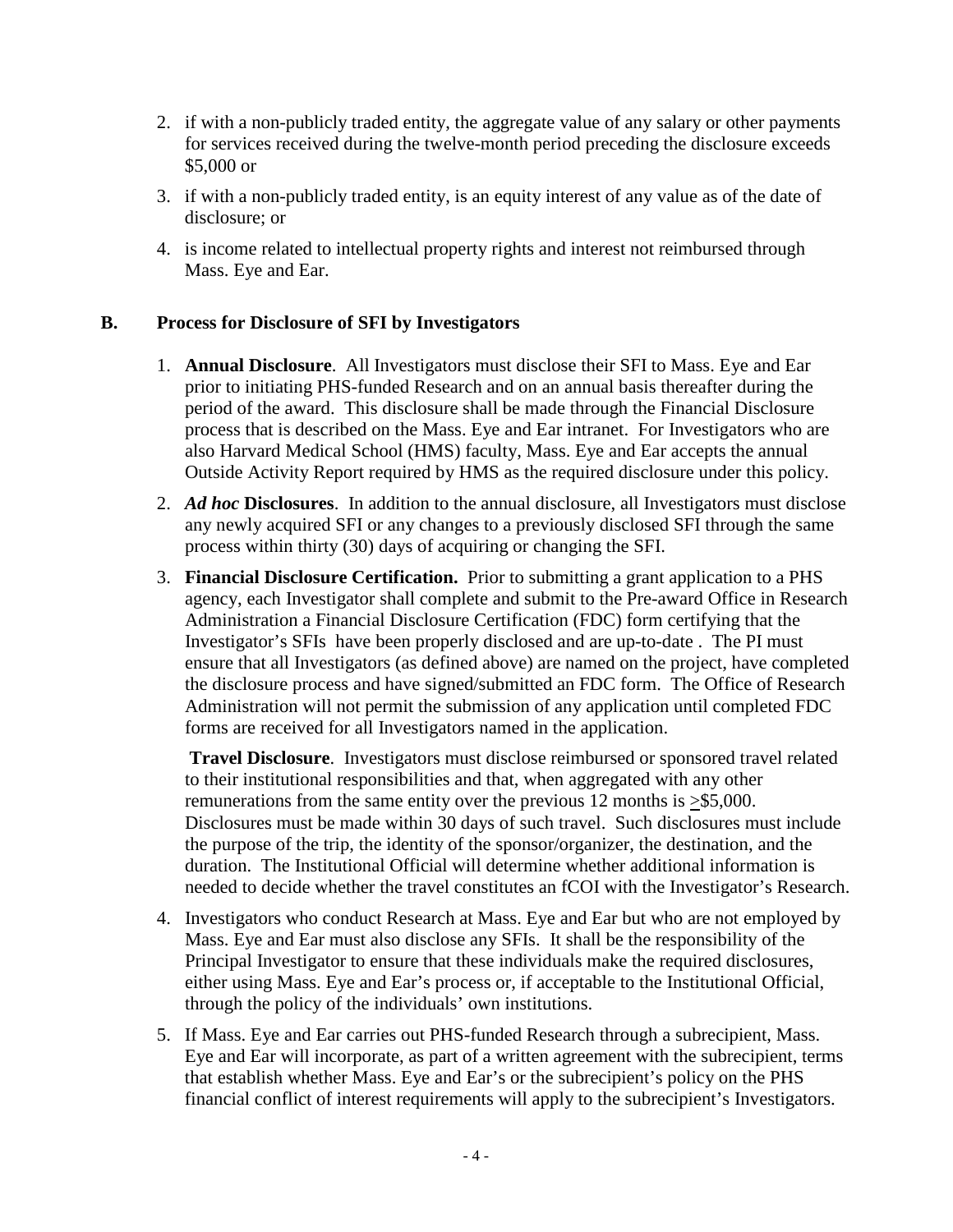2. if with a non-publicly traded entity, the aggregate value of any salary or other payments for services received during the twelve-month period preceding the disclosure exceeds \$5,000 or
3. if with a non-publicly traded entity, is an equity interest of any value as of the date of disclosure; or
4. is income related to intellectual property rights and interest not reimbursed through Mass. Eye and Ear.

## B. Process for Disclosure of SFI by Investigators

1. **Annual Disclosure**. All Investigators must disclose their SFI to Mass. Eye and Ear prior to initiating PHS-funded Research and on an annual basis thereafter during the period of the award. This disclosure shall be made through the Financial Disclosure process that is described on the Mass. Eye and Ear intranet. For Investigators who are also Harvard Medical School (HMS) faculty, Mass. Eye and Ear accepts the annual Outside Activity Report required by HMS as the required disclosure under this policy.
2. ***Ad hoc*** **Disclosures**. In addition to the annual disclosure, all Investigators must disclose any newly acquired SFI or any changes to a previously disclosed SFI through the same process within thirty (30) days of acquiring or changing the SFI.
3. **Financial Disclosure Certification.** Prior to submitting a grant application to a PHS agency, each Investigator shall complete and submit to the Pre-award Office in Research Administration a Financial Disclosure Certification (FDC) form certifying that the Investigator's SFIs have been properly disclosed and are up-to-date . The PI must ensure that all Investigators (as defined above) are named on the project, have completed the disclosure process and have signed/submitted an FDC form. The Office of Research Administration will not permit the submission of any application until completed FDC forms are received for all Investigators named in the application.

   **Travel Disclosure**. Investigators must disclose reimbursed or sponsored travel related to their institutional responsibilities and that, when aggregated with any other remunerations from the same entity over the previous 12 months is ≥\$5,000. Disclosures must be made within 30 days of such travel. Such disclosures must include the purpose of the trip, the identity of the sponsor/organizer, the destination, and the duration. The Institutional Official will determine whether additional information is needed to decide whether the travel constitutes an fCOI with the Investigator's Research.
4. Investigators who conduct Research at Mass. Eye and Ear but who are not employed by Mass. Eye and Ear must also disclose any SFIs. It shall be the responsibility of the Principal Investigator to ensure that these individuals make the required disclosures, either using Mass. Eye and Ear's process or, if acceptable to the Institutional Official, through the policy of the individuals' own institutions.
5. If Mass. Eye and Ear carries out PHS-funded Research through a subrecipient, Mass. Eye and Ear will incorporate, as part of a written agreement with the subrecipient, terms that establish whether Mass. Eye and Ear's or the subrecipient's policy on the PHS financial conflict of interest requirements will apply to the subrecipient's Investigators.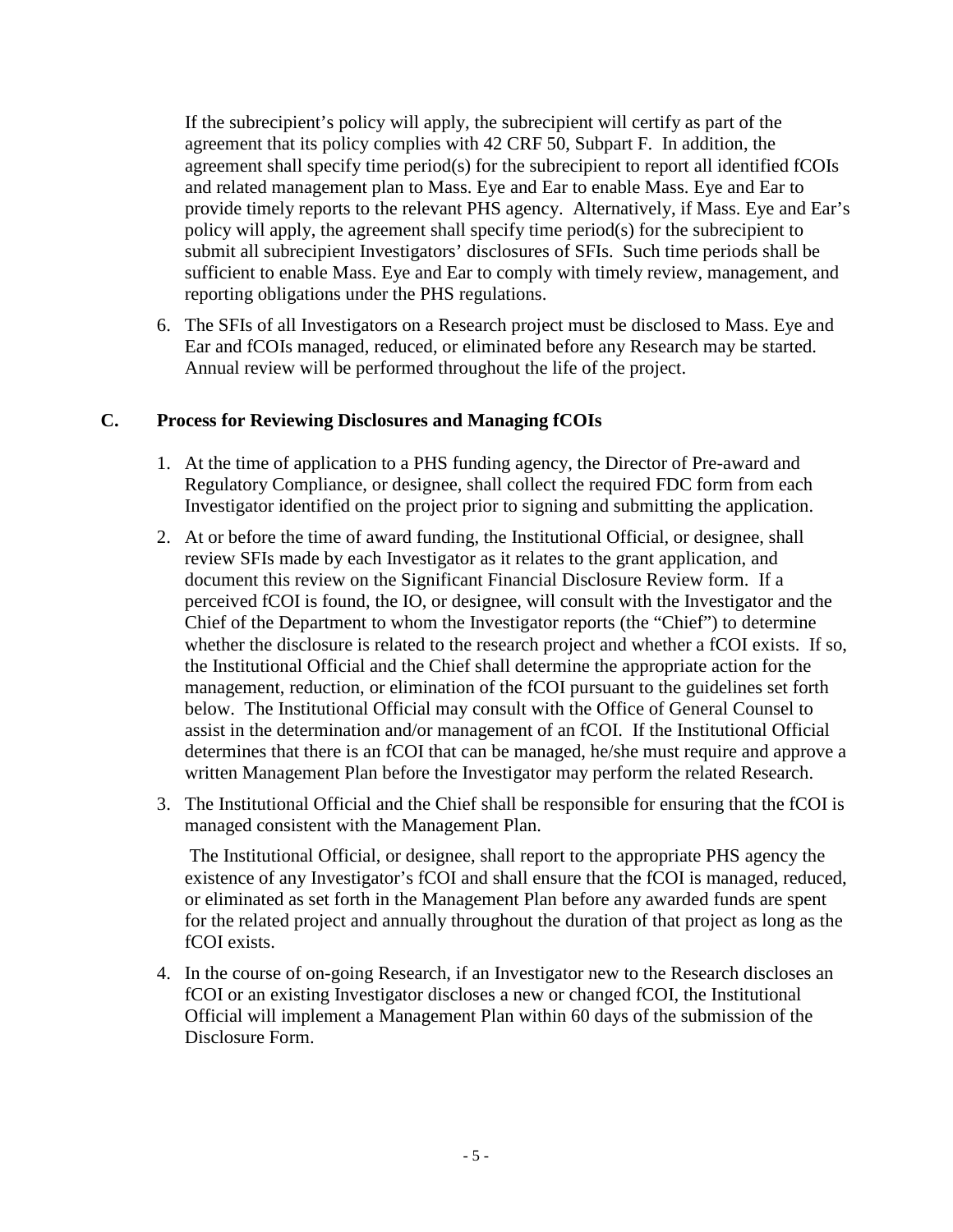If the subrecipient's policy will apply, the subrecipient will certify as part of the agreement that its policy complies with 42 CRF 50, Subpart F. In addition, the agreement shall specify time period(s) for the subrecipient to report all identified fCOIs and related management plan to Mass. Eye and Ear to enable Mass. Eye and Ear to provide timely reports to the relevant PHS agency. Alternatively, if Mass. Eye and Ear's policy will apply, the agreement shall specify time period(s) for the subrecipient to submit all subrecipient Investigators' disclosures of SFIs. Such time periods shall be sufficient to enable Mass. Eye and Ear to comply with timely review, management, and reporting obligations under the PHS regulations.

6. The SFIs of all Investigators on a Research project must be disclosed to Mass. Eye and Ear and fCOIs managed, reduced, or eliminated before any Research may be started. Annual review will be performed throughout the life of the project.

## C. Process for Reviewing Disclosures and Managing fCOIs

1. At the time of application to a PHS funding agency, the Director of Pre-award and Regulatory Compliance, or designee, shall collect the required FDC form from each Investigator identified on the project prior to signing and submitting the application.
2. At or before the time of award funding, the Institutional Official, or designee, shall review SFIs made by each Investigator as it relates to the grant application, and document this review on the Significant Financial Disclosure Review form. If a perceived fCOI is found, the IO, or designee, will consult with the Investigator and the Chief of the Department to whom the Investigator reports (the "Chief") to determine whether the disclosure is related to the research project and whether a fCOI exists. If so, the Institutional Official and the Chief shall determine the appropriate action for the management, reduction, or elimination of the fCOI pursuant to the guidelines set forth below. The Institutional Official may consult with the Office of General Counsel to assist in the determination and/or management of an fCOI. If the Institutional Official determines that there is an fCOI that can be managed, he/she must require and approve a written Management Plan before the Investigator may perform the related Research.
3. The Institutional Official and the Chief shall be responsible for ensuring that the fCOI is managed consistent with the Management Plan.

   The Institutional Official, or designee, shall report to the appropriate PHS agency the existence of any Investigator's fCOI and shall ensure that the fCOI is managed, reduced, or eliminated as set forth in the Management Plan before any awarded funds are spent for the related project and annually throughout the duration of that project as long as the fCOI exists.
4. In the course of on-going Research, if an Investigator new to the Research discloses an fCOI or an existing Investigator discloses a new or changed fCOI, the Institutional Official will implement a Management Plan within 60 days of the submission of the Disclosure Form.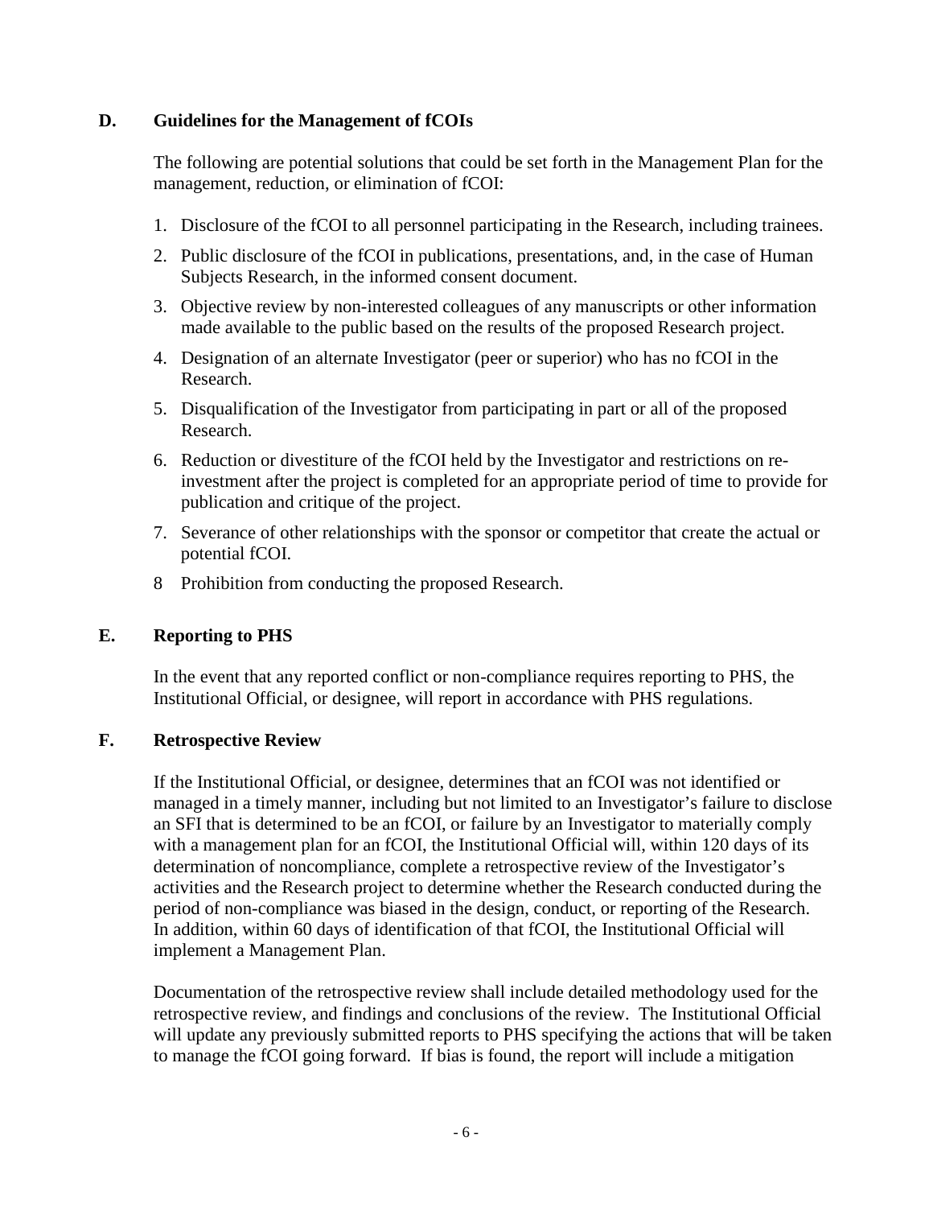### D. Guidelines for the Management of fCOIs

The following are potential solutions that could be set forth in the Management Plan for the management, reduction, or elimination of fCOI:

1. Disclosure of the fCOI to all personnel participating in the Research, including trainees.
2. Public disclosure of the fCOI in publications, presentations, and, in the case of Human Subjects Research, in the informed consent document.
3. Objective review by non-interested colleagues of any manuscripts or other information made available to the public based on the results of the proposed Research project.
4. Designation of an alternate Investigator (peer or superior) who has no fCOI in the Research.
5. Disqualification of the Investigator from participating in part or all of the proposed Research.
6. Reduction or divestiture of the fCOI held by the Investigator and restrictions on re-investment after the project is completed for an appropriate period of time to provide for publication and critique of the project.
7. Severance of other relationships with the sponsor or competitor that create the actual or potential fCOI.
8. Prohibition from conducting the proposed Research.

### E. Reporting to PHS

In the event that any reported conflict or non-compliance requires reporting to PHS, the Institutional Official, or designee, will report in accordance with PHS regulations.

### F. Retrospective Review

If the Institutional Official, or designee, determines that an fCOI was not identified or managed in a timely manner, including but not limited to an Investigator's failure to disclose an SFI that is determined to be an fCOI, or failure by an Investigator to materially comply with a management plan for an fCOI, the Institutional Official will, within 120 days of its determination of noncompliance, complete a retrospective review of the Investigator's activities and the Research project to determine whether the Research conducted during the period of non-compliance was biased in the design, conduct, or reporting of the Research. In addition, within 60 days of identification of that fCOI, the Institutional Official will implement a Management Plan.

Documentation of the retrospective review shall include detailed methodology used for the retrospective review, and findings and conclusions of the review. The Institutional Official will update any previously submitted reports to PHS specifying the actions that will be taken to manage the fCOI going forward. If bias is found, the report will include a mitigation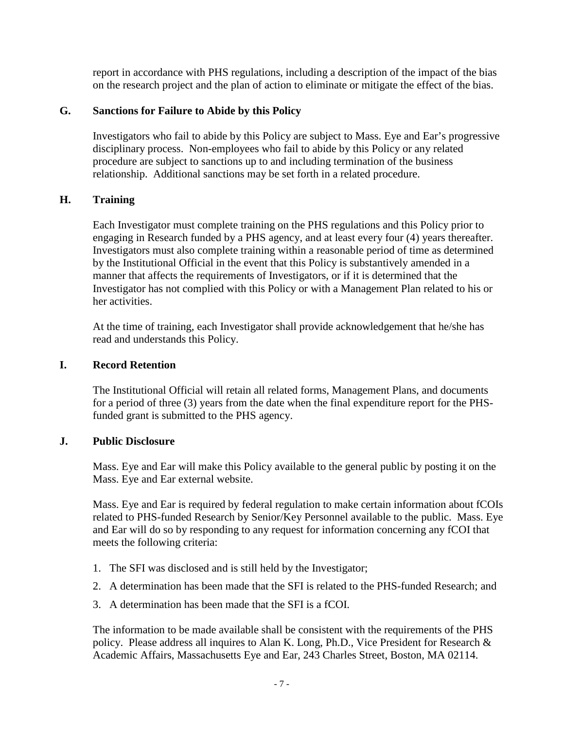report in accordance with PHS regulations, including a description of the impact of the bias on the research project and the plan of action to eliminate or mitigate the effect of the bias.

## G. Sanctions for Failure to Abide by this Policy

Investigators who fail to abide by this Policy are subject to Mass. Eye and Ear's progressive disciplinary process. Non-employees who fail to abide by this Policy or any related procedure are subject to sanctions up to and including termination of the business relationship. Additional sanctions may be set forth in a related procedure.

## H. Training

Each Investigator must complete training on the PHS regulations and this Policy prior to engaging in Research funded by a PHS agency, and at least every four (4) years thereafter. Investigators must also complete training within a reasonable period of time as determined by the Institutional Official in the event that this Policy is substantively amended in a manner that affects the requirements of Investigators, or if it is determined that the Investigator has not complied with this Policy or with a Management Plan related to his or her activities.

At the time of training, each Investigator shall provide acknowledgement that he/she has read and understands this Policy.

## I. Record Retention

The Institutional Official will retain all related forms, Management Plans, and documents for a period of three (3) years from the date when the final expenditure report for the PHS-funded grant is submitted to the PHS agency.

## J. Public Disclosure

Mass. Eye and Ear will make this Policy available to the general public by posting it on the Mass. Eye and Ear external website.

Mass. Eye and Ear is required by federal regulation to make certain information about fCOIs related to PHS-funded Research by Senior/Key Personnel available to the public. Mass. Eye and Ear will do so by responding to any request for information concerning any fCOI that meets the following criteria:

1. The SFI was disclosed and is still held by the Investigator;
2. A determination has been made that the SFI is related to the PHS-funded Research; and
3. A determination has been made that the SFI is a fCOI.

The information to be made available shall be consistent with the requirements of the PHS policy. Please address all inquires to Alan K. Long, Ph.D., Vice President for Research & Academic Affairs, Massachusetts Eye and Ear, 243 Charles Street, Boston, MA 02114.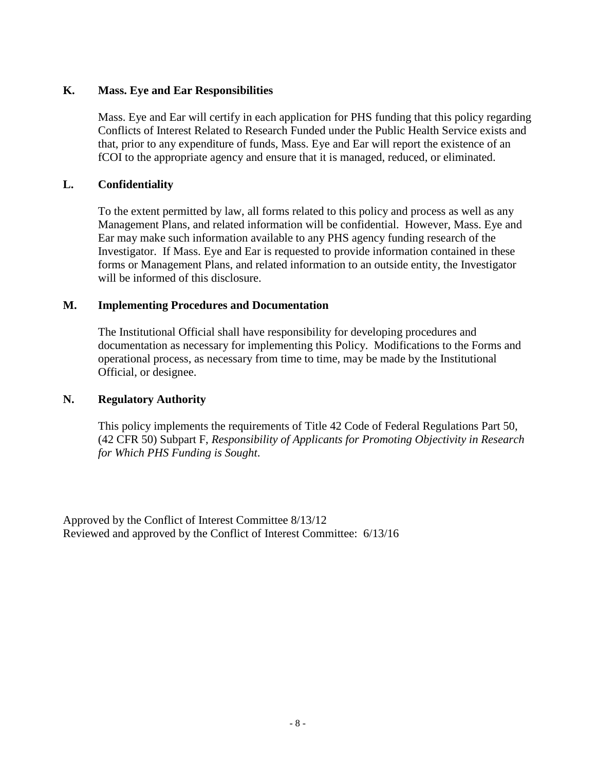## K. Mass. Eye and Ear Responsibilities

Mass. Eye and Ear will certify in each application for PHS funding that this policy regarding Conflicts of Interest Related to Research Funded under the Public Health Service exists and that, prior to any expenditure of funds, Mass. Eye and Ear will report the existence of an fCOI to the appropriate agency and ensure that it is managed, reduced, or eliminated.

## L. Confidentiality

To the extent permitted by law, all forms related to this policy and process as well as any Management Plans, and related information will be confidential. However, Mass. Eye and Ear may make such information available to any PHS agency funding research of the Investigator. If Mass. Eye and Ear is requested to provide information contained in these forms or Management Plans, and related information to an outside entity, the Investigator will be informed of this disclosure.

## M. Implementing Procedures and Documentation

The Institutional Official shall have responsibility for developing procedures and documentation as necessary for implementing this Policy. Modifications to the Forms and operational process, as necessary from time to time, may be made by the Institutional Official, or designee.

## N. Regulatory Authority

This policy implements the requirements of Title 42 Code of Federal Regulations Part 50, (42 CFR 50) Subpart F, *Responsibility of Applicants for Promoting Objectivity in Research for Which PHS Funding is Sought*.

Approved by the Conflict of Interest Committee 8/13/12
Reviewed and approved by the Conflict of Interest Committee: 6/13/16